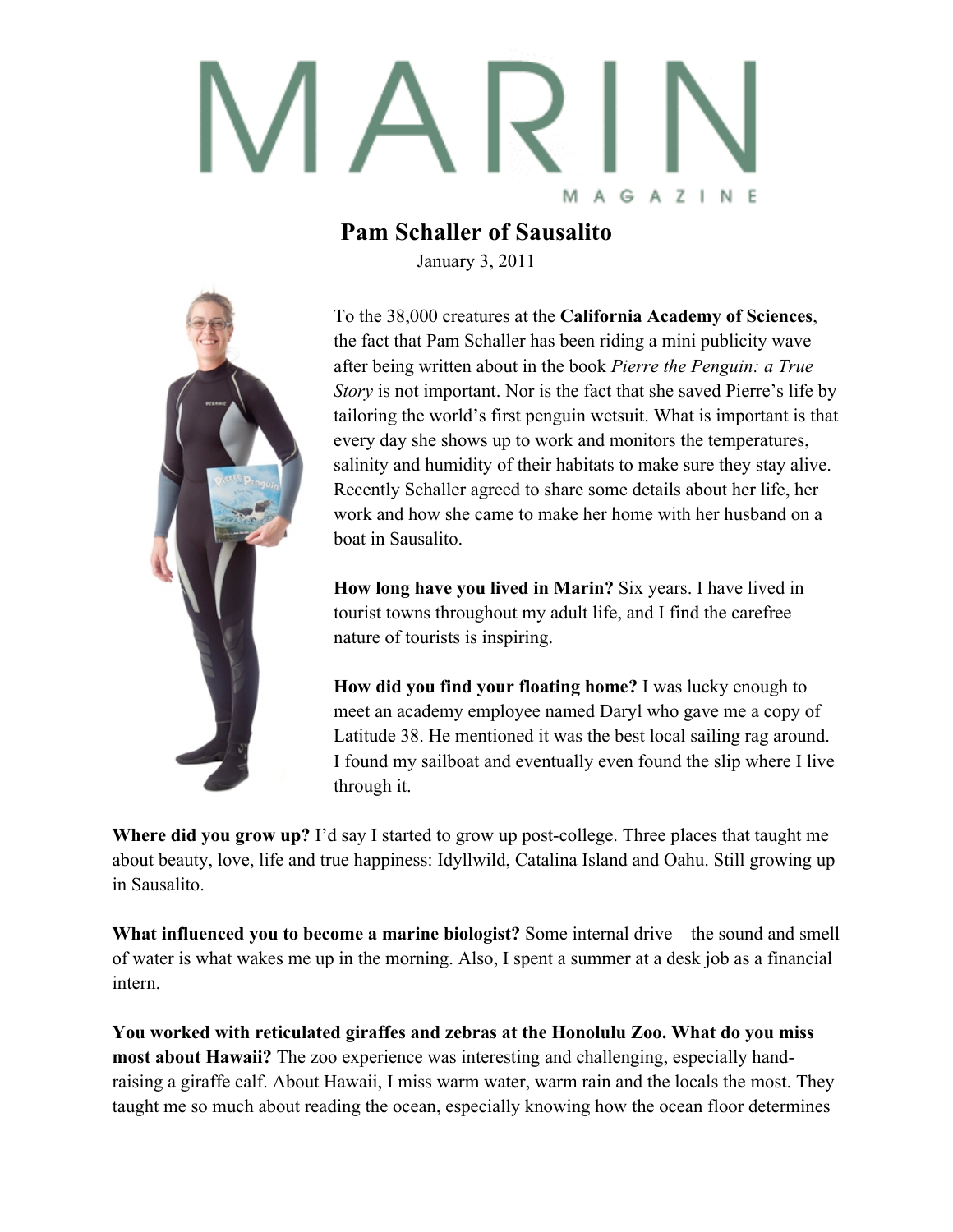# MARIN MAGAZINE

## Pam Schaller of Sausalito

January 3, 2011

To the 38,000 creatures at the **California Academy of Sciences**, the fact that Pam Schaller has been riding a mini publicity wave after being written about in the book *Pierre the Penguin: a True Story* is not important. Nor is the fact that she saved Pierre's life by tailoring the world's first penguin wetsuit. What is important is that every day she shows up to work and monitors the temperatures, salinity and humidity of their habitats to make sure they stay alive. Recently Schaller agreed to share some details about her life, her work and how she came to make her home with her husband on a boat in Sausalito.

**How long have you lived in Marin?** Six years. I have lived in tourist towns throughout my adult life, and I find the carefree nature of tourists is inspiring.

**How did you find your floating home?** I was lucky enough to meet an academy employee named Daryl who gave me a copy of Latitude 38. He mentioned it was the best local sailing rag around. I found my sailboat and eventually even found the slip where I live through it.

**Where did you grow up?** I'd say I started to grow up post-college. Three places that taught me about beauty, love, life and true happiness: Idyllwild, Catalina Island and Oahu. Still growing up in Sausalito.

**What influenced you to become a marine biologist?** Some internal drive—the sound and smell of water is what wakes me up in the morning. Also, I spent a summer at a desk job as a financial intern.

**You worked with reticulated giraffes and zebras at the Honolulu Zoo. What do you miss most about Hawaii?** The zoo experience was interesting and challenging, especially hand-raising a giraffe calf. About Hawaii, I miss warm water, warm rain and the locals the most. They taught me so much about reading the ocean, especially knowing how the ocean floor determines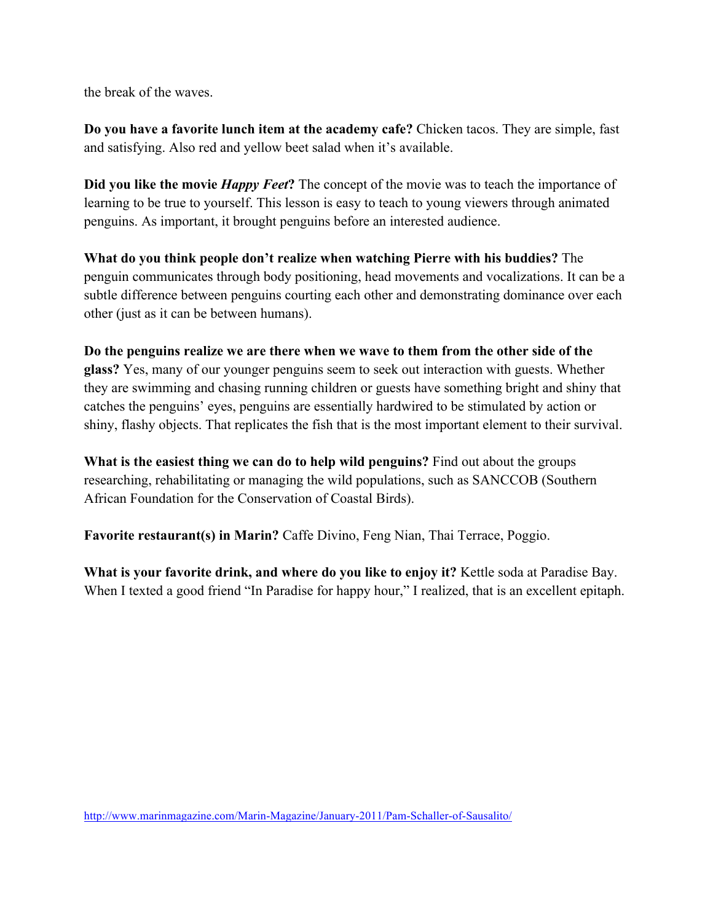the break of the waves.

**Do you have a favorite lunch item at the academy cafe?** Chicken tacos. They are simple, fast and satisfying. Also red and yellow beet salad when it's available.

**Did you like the movie *Happy Feet*?** The concept of the movie was to teach the importance of learning to be true to yourself. This lesson is easy to teach to young viewers through animated penguins. As important, it brought penguins before an interested audience.

**What do you think people don't realize when watching Pierre with his buddies?** The penguin communicates through body positioning, head movements and vocalizations. It can be a subtle difference between penguins courting each other and demonstrating dominance over each other (just as it can be between humans).

**Do the penguins realize we are there when we wave to them from the other side of the glass?** Yes, many of our younger penguins seem to seek out interaction with guests. Whether they are swimming and chasing running children or guests have something bright and shiny that catches the penguins' eyes, penguins are essentially hardwired to be stimulated by action or shiny, flashy objects. That replicates the fish that is the most important element to their survival.

**What is the easiest thing we can do to help wild penguins?** Find out about the groups researching, rehabilitating or managing the wild populations, such as SANCCOB (Southern African Foundation for the Conservation of Coastal Birds).

**Favorite restaurant(s) in Marin?** Caffe Divino, Feng Nian, Thai Terrace, Poggio.

**What is your favorite drink, and where do you like to enjoy it?** Kettle soda at Paradise Bay. When I texted a good friend "In Paradise for happy hour," I realized, that is an excellent epitaph.

http://www.marinmagazine.com/Marin-Magazine/January-2011/Pam-Schaller-of-Sausalito/